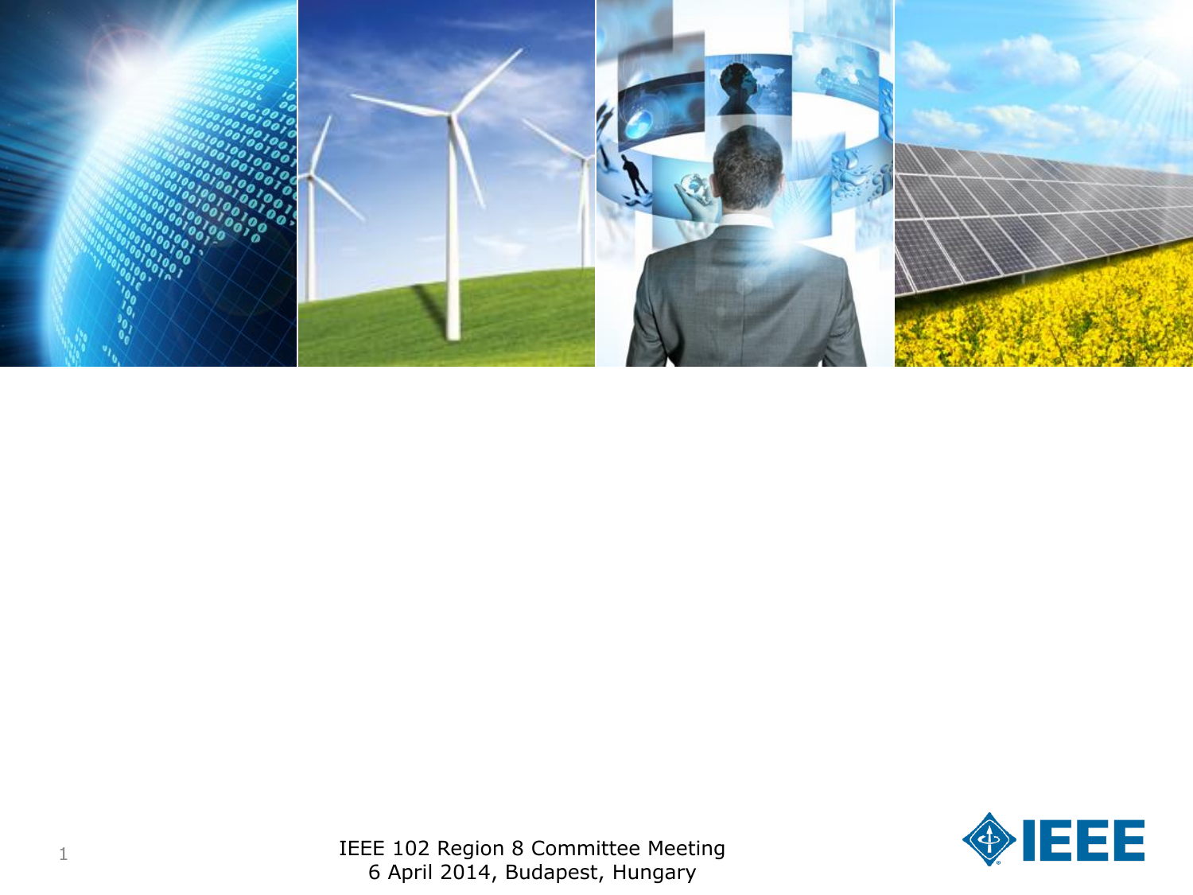IEEE 102 Region 8 Committee Meeting
6 April 2014, Budapest, Hungary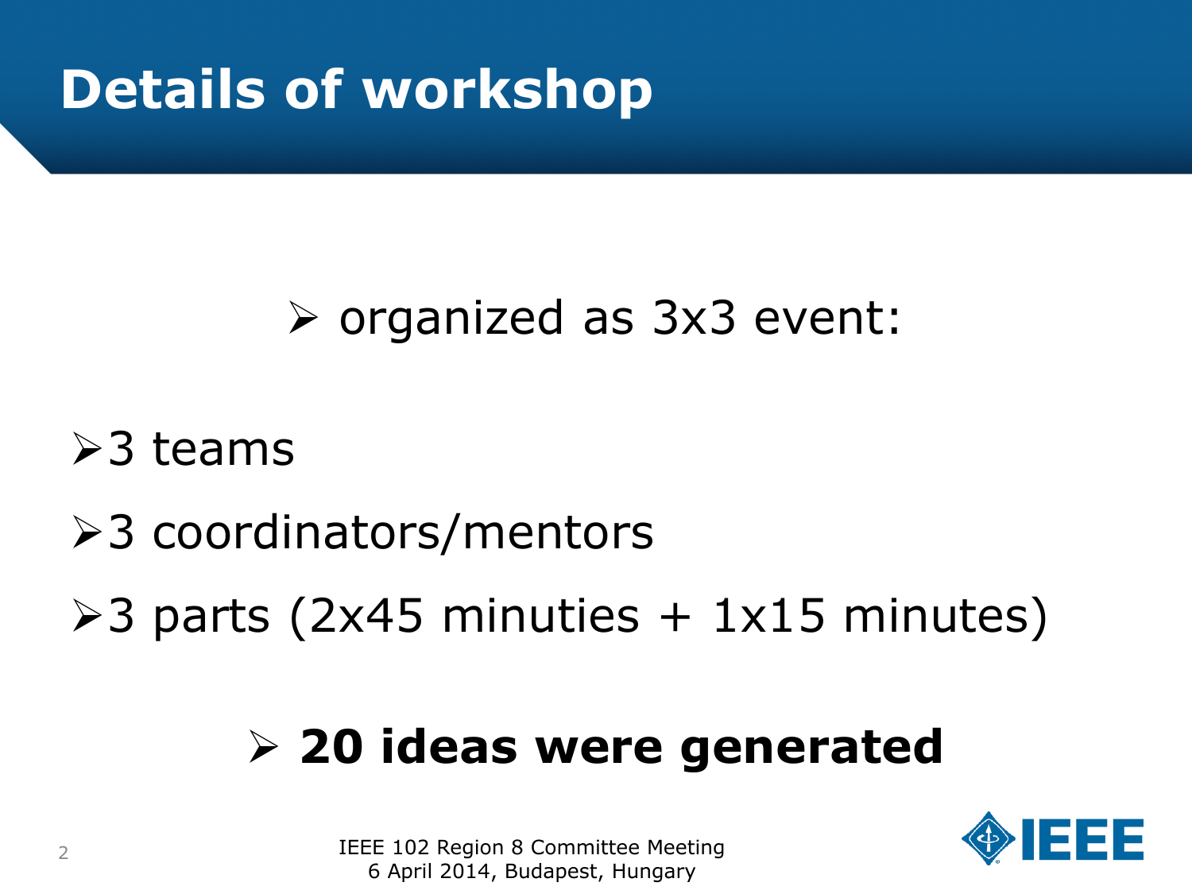# Details of workshop

- organized as 3x3 event:

- 3 teams
- 3 coordinators/mentors
- 3 parts (2x45 minuties + 1x15 minutes)

- **20 ideas were generated**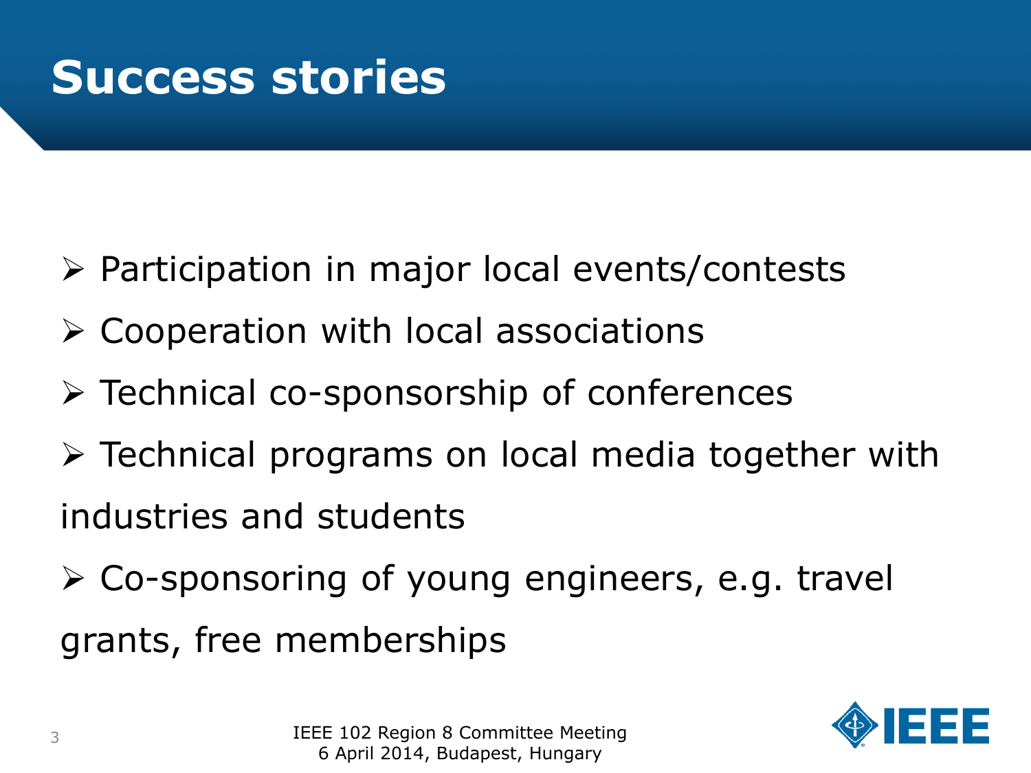# Success stories

- Participation in major local events/contests
- Cooperation with local associations
- Technical co-sponsorship of conferences
- Technical programs on local media together with industries and students
- Co-sponsoring of young engineers, e.g. travel grants, free memberships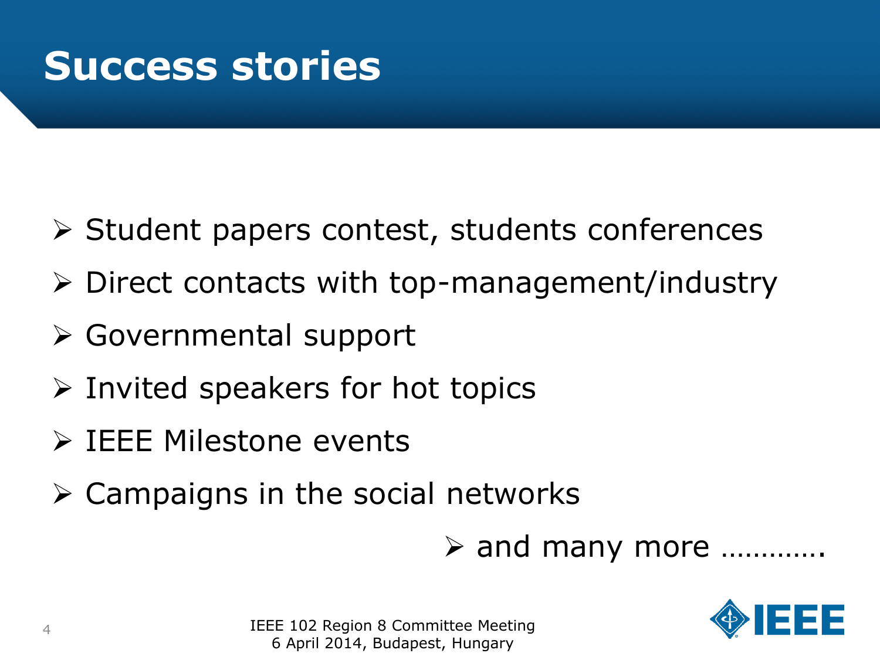# Success stories

- Student papers contest, students conferences
- Direct contacts with top-management/industry
- Governmental support
- Invited speakers for hot topics
- IEEE Milestone events
- Campaigns in the social networks
- and many more ………….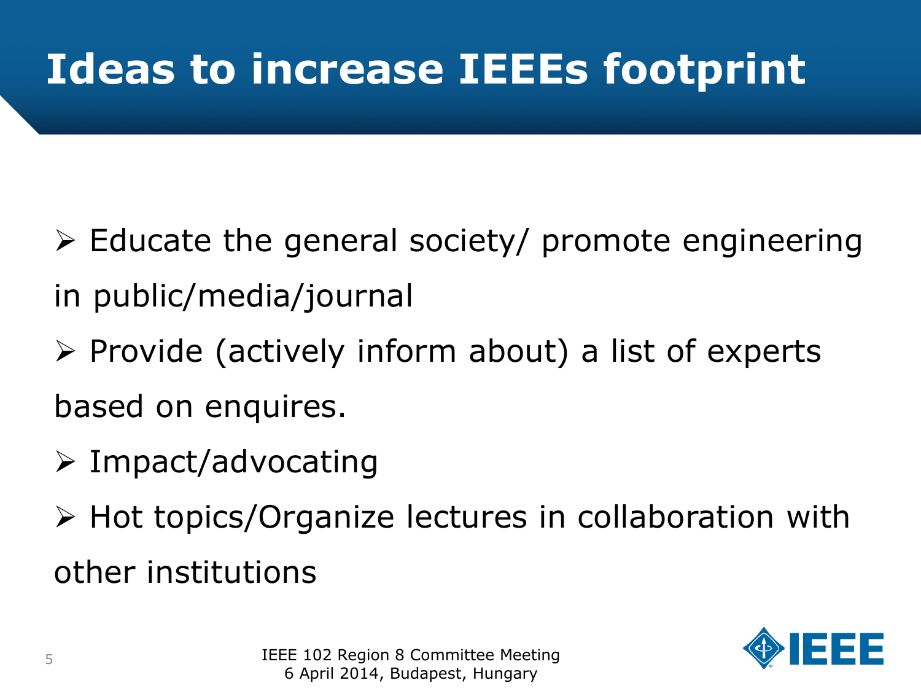# Ideas to increase IEEEs footprint

- Educate the general society/ promote engineering in public/media/journal
- Provide (actively inform about) a list of experts based on enquires.
- Impact/advocating
- Hot topics/Organize lectures in collaboration with other institutions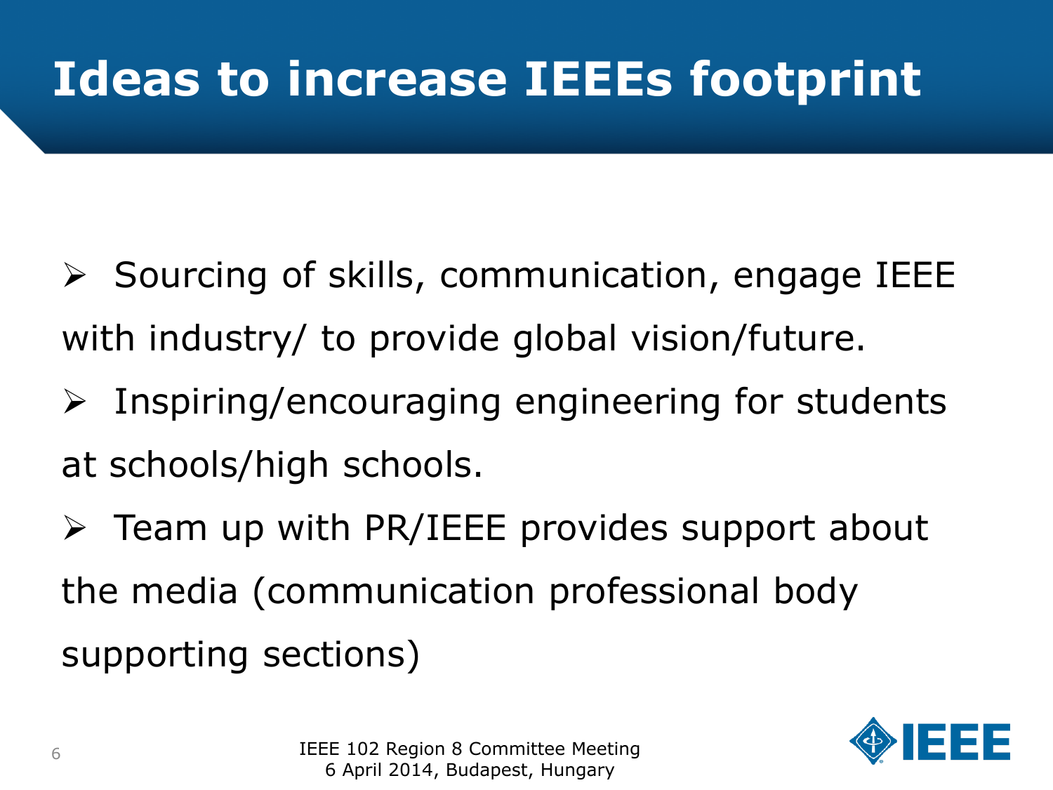# Ideas to increase IEEEs footprint

- Sourcing of skills, communication, engage IEEE with industry/ to provide global vision/future.
- Inspiring/encouraging engineering for students at schools/high schools.
- Team up with PR/IEEE provides support about the media (communication professional body supporting sections)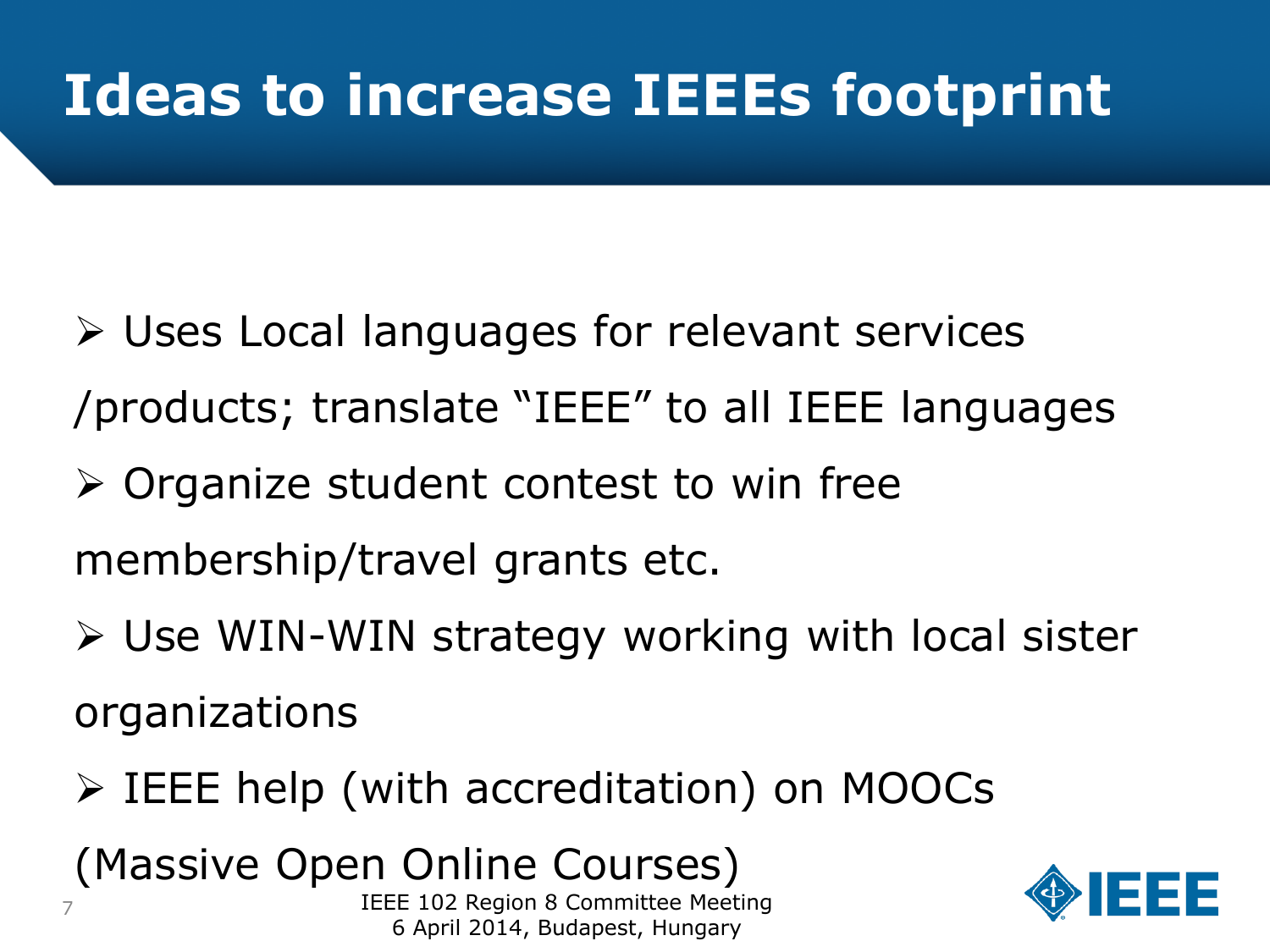# Ideas to increase IEEEs footprint

- Uses Local languages for relevant services /products; translate "IEEE" to all IEEE languages
- Organize student contest to win free membership/travel grants etc.
- Use WIN-WIN strategy working with local sister organizations
- IEEE help (with accreditation) on MOOCs (Massive Open Online Courses)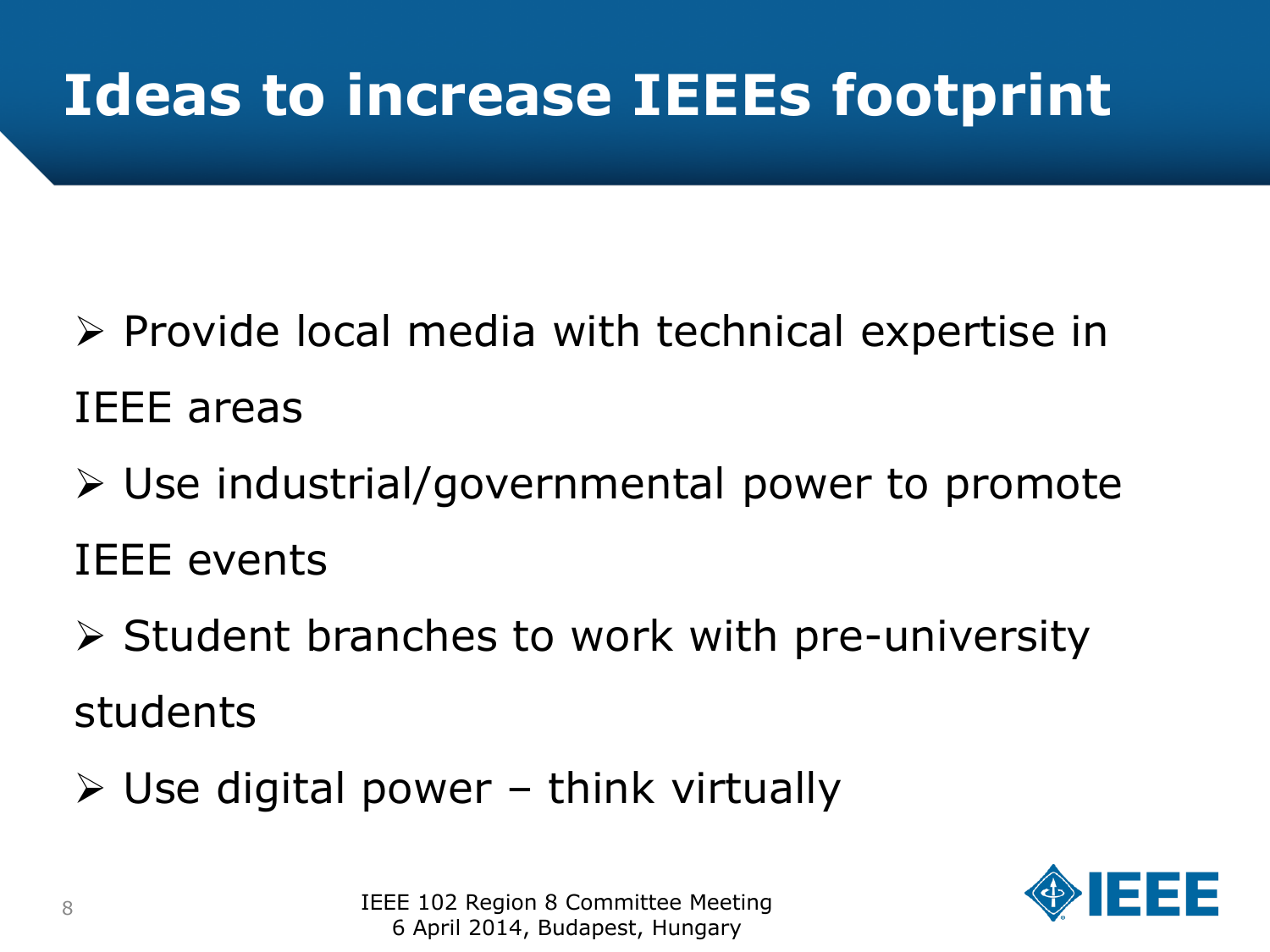# Ideas to increase IEEEs footprint

- Provide local media with technical expertise in IEEE areas
- Use industrial/governmental power to promote IEEE events
- Student branches to work with pre-university students
- Use digital power – think virtually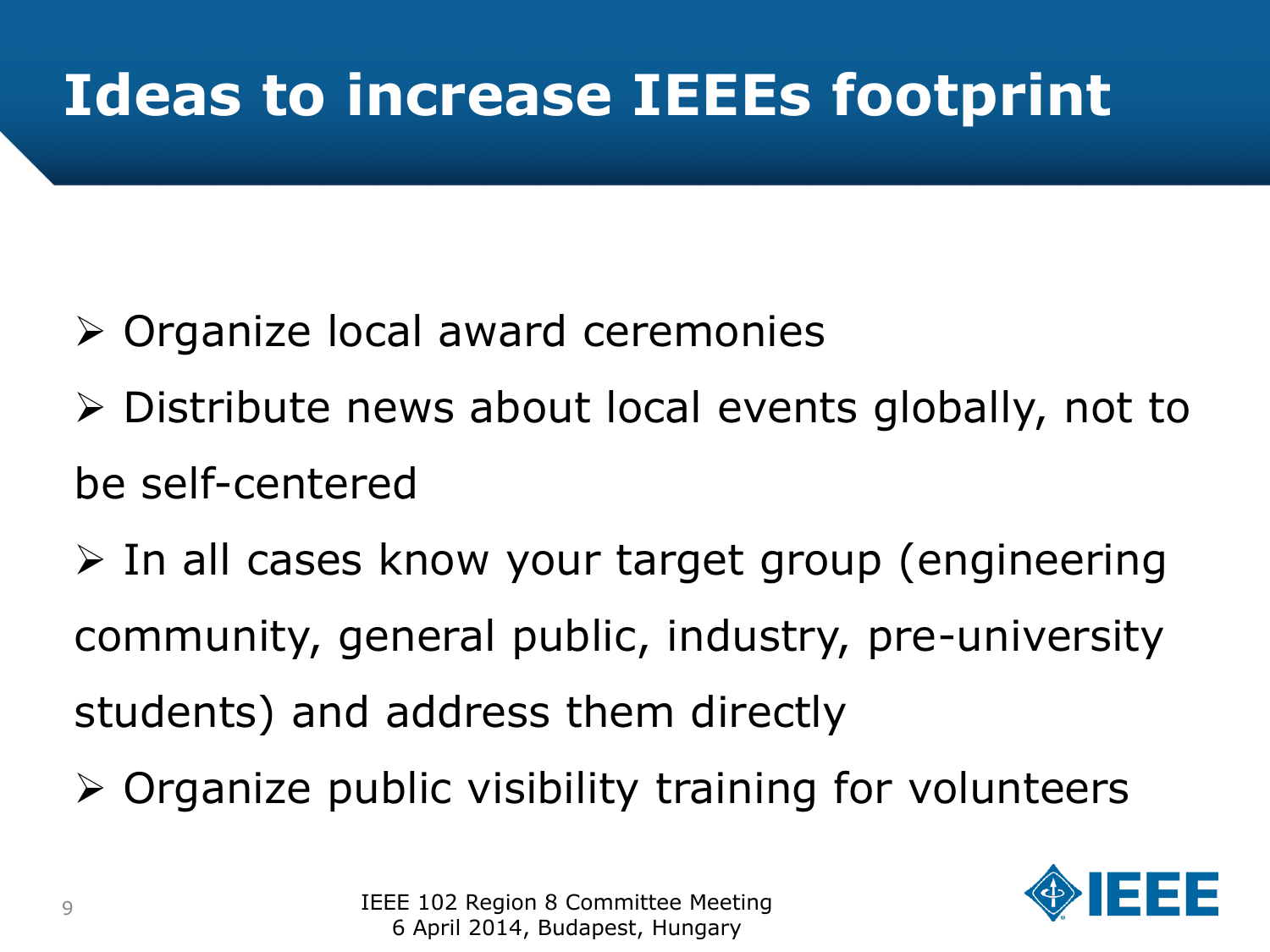# Ideas to increase IEEEs footprint

- Organize local award ceremonies
- Distribute news about local events globally, not to be self-centered
- In all cases know your target group (engineering community, general public, industry, pre-university students) and address them directly
- Organize public visibility training for volunteers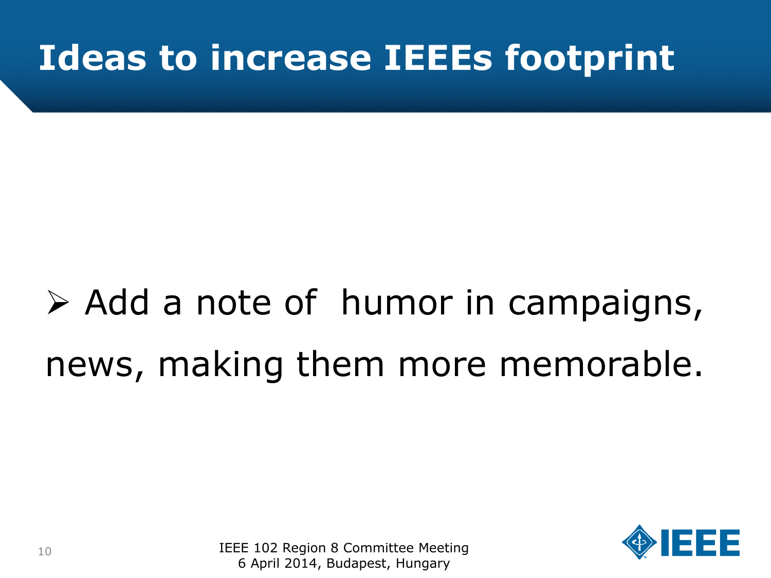# Ideas to increase IEEEs footprint

- Add a note of humor in campaigns, news, making them more memorable.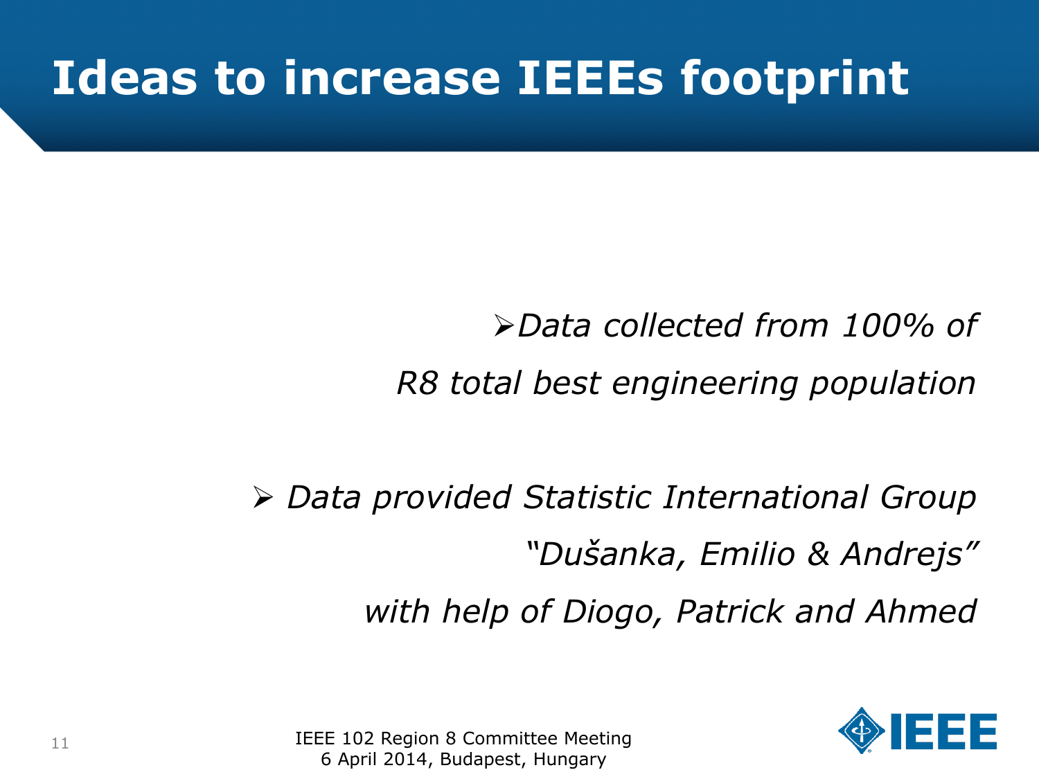# Ideas to increase IEEEs footprint

- *Data collected from 100% of R8 total best engineering population*

- *Data provided Statistic International Group "Dušanka, Emilio & Andrejs" with help of Diogo, Patrick and Ahmed*